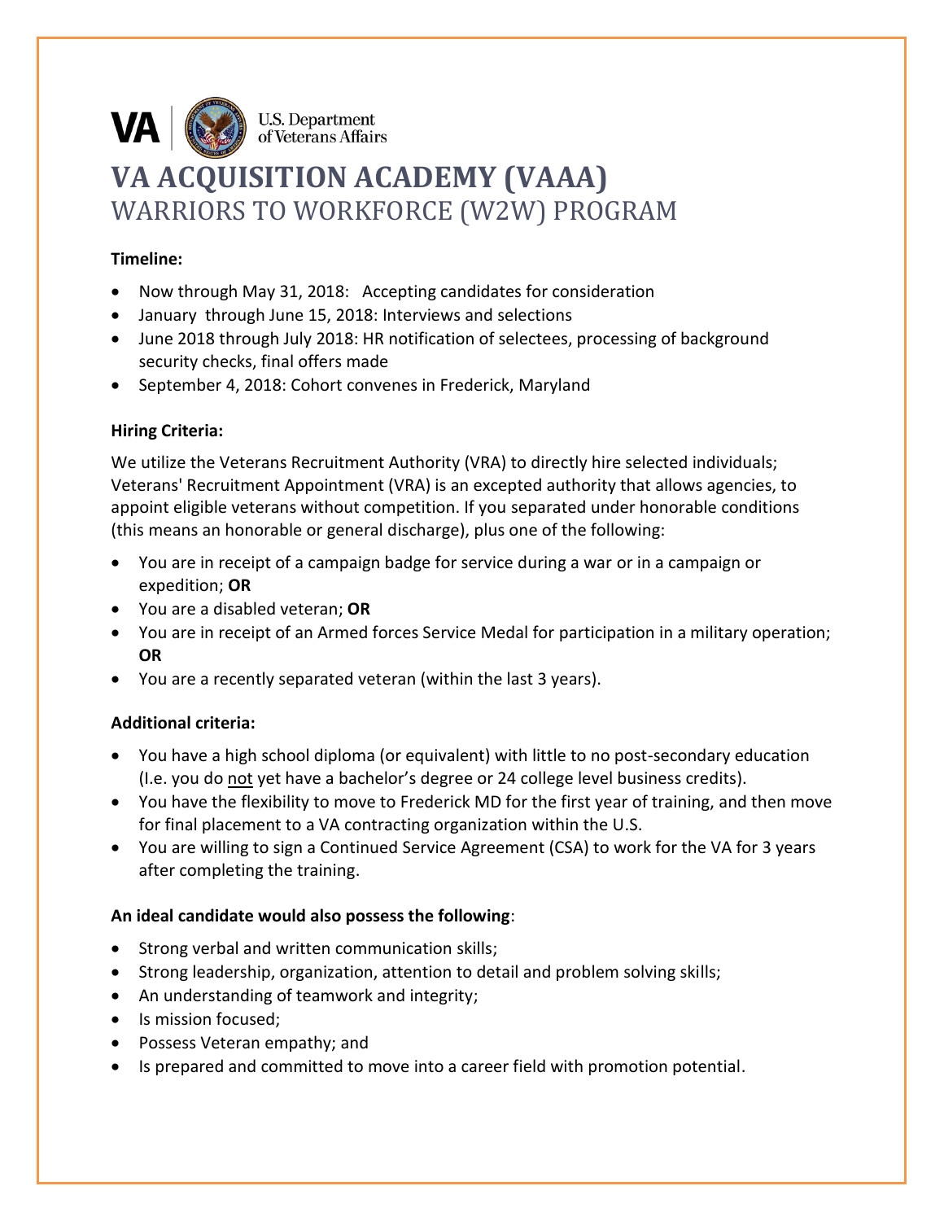VA | U.S. Department of Veterans Affairs

# VA ACQUISITION ACADEMY (VAAA)

## WARRIORS TO WORKFORCE (W2W) PROGRAM

**Timeline:**

- Now through May 31, 2018: Accepting candidates for consideration
- January through June 15, 2018: Interviews and selections
- June 2018 through July 2018: HR notification of selectees, processing of background security checks, final offers made
- September 4, 2018: Cohort convenes in Frederick, Maryland

**Hiring Criteria:**

We utilize the Veterans Recruitment Authority (VRA) to directly hire selected individuals; Veterans' Recruitment Appointment (VRA) is an excepted authority that allows agencies, to appoint eligible veterans without competition. If you separated under honorable conditions (this means an honorable or general discharge), plus one of the following:

- You are in receipt of a campaign badge for service during a war or in a campaign or expedition; **OR**
- You are a disabled veteran; **OR**
- You are in receipt of an Armed forces Service Medal for participation in a military operation; **OR**
- You are a recently separated veteran (within the last 3 years).

**Additional criteria:**

- You have a high school diploma (or equivalent) with little to no post-secondary education (I.e. you do not yet have a bachelor's degree or 24 college level business credits).
- You have the flexibility to move to Frederick MD for the first year of training, and then move for final placement to a VA contracting organization within the U.S.
- You are willing to sign a Continued Service Agreement (CSA) to work for the VA for 3 years after completing the training.

**An ideal candidate would also possess the following**:

- Strong verbal and written communication skills;
- Strong leadership, organization, attention to detail and problem solving skills;
- An understanding of teamwork and integrity;
- Is mission focused;
- Possess Veteran empathy; and
- Is prepared and committed to move into a career field with promotion potential.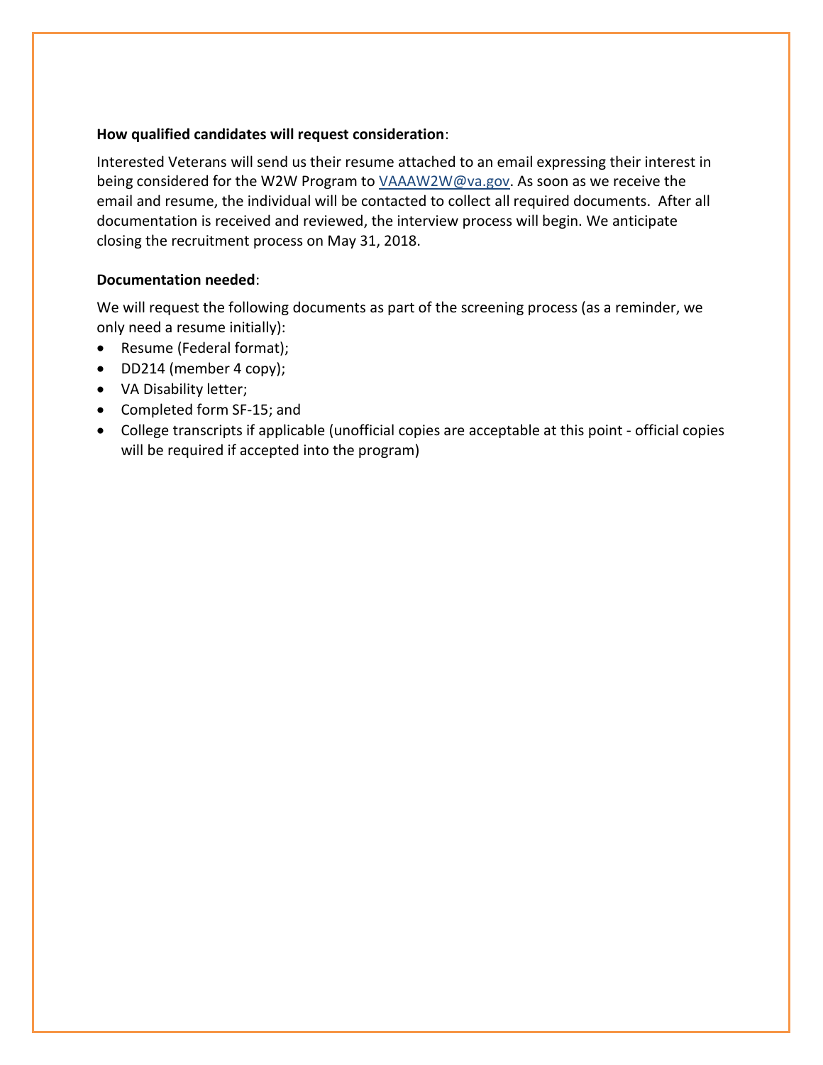**How qualified candidates will request consideration**:

Interested Veterans will send us their resume attached to an email expressing their interest in being considered for the W2W Program to VAAAW2W@va.gov. As soon as we receive the email and resume, the individual will be contacted to collect all required documents. After all documentation is received and reviewed, the interview process will begin. We anticipate closing the recruitment process on May 31, 2018.

**Documentation needed**:

We will request the following documents as part of the screening process (as a reminder, we only need a resume initially):

- Resume (Federal format);
- DD214 (member 4 copy);
- VA Disability letter;
- Completed form SF-15; and
- College transcripts if applicable (unofficial copies are acceptable at this point - official copies will be required if accepted into the program)